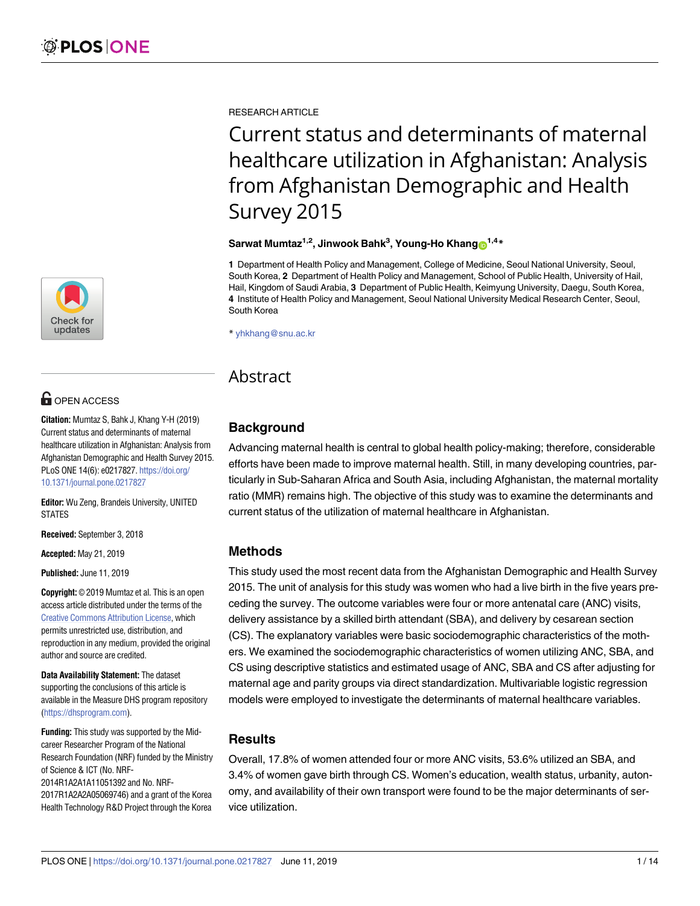RESEARCH ARTICLE

# Current status and determinants of maternal healthcare utilization in Afghanistan: Analysis from Afghanistan Demographic and Health Survey 2015

**Sarwat Mumtaz[1,2], Jinwook Bahk[3], Young-Ho Khang[1,4]***

**1** Department of Health Policy and Management, College of Medicine, Seoul National University, Seoul, South Korea, **2** Department of Health Policy and Management, School of Public Health, University of Hail, Hail, Kingdom of Saudi Arabia, **3** Department of Public Health, Keimyung University, Daegu, South Korea, **4** Institute of Health Policy and Management, Seoul National University Medical Research Center, Seoul, South Korea

* yhkhang@snu.ac.kr

OPEN ACCESS

**Citation:** Mumtaz S, Bahk J, Khang Y-H (2019) Current status and determinants of maternal healthcare utilization in Afghanistan: Analysis from Afghanistan Demographic and Health Survey 2015. PLoS ONE 14(6): e0217827. https://doi.org/10.1371/journal.pone.0217827

**Editor:** Wu Zeng, Brandeis University, UNITED STATES

**Received:** September 3, 2018

**Accepted:** May 21, 2019

**Published:** June 11, 2019

**Copyright:** © 2019 Mumtaz et al. This is an open access article distributed under the terms of the Creative Commons Attribution License, which permits unrestricted use, distribution, and reproduction in any medium, provided the original author and source are credited.

**Data Availability Statement:** The dataset supporting the conclusions of this article is available in the Measure DHS program repository (https://dhsprogram.com).

**Funding:** This study was supported by the Mid-career Researcher Program of the National Research Foundation (NRF) funded by the Ministry of Science & ICT (No. NRF-2014R1A2A1A11051392 and No. NRF-2017R1A2A2A05069746) and a grant of the Korea Health Technology R&D Project through the Korea

## Abstract

### Background

Advancing maternal health is central to global health policy-making; therefore, considerable efforts have been made to improve maternal health. Still, in many developing countries, particularly in Sub-Saharan Africa and South Asia, including Afghanistan, the maternal mortality ratio (MMR) remains high. The objective of this study was to examine the determinants and current status of the utilization of maternal healthcare in Afghanistan.

### Methods

This study used the most recent data from the Afghanistan Demographic and Health Survey 2015. The unit of analysis for this study was women who had a live birth in the five years preceding the survey. The outcome variables were four or more antenatal care (ANC) visits, delivery assistance by a skilled birth attendant (SBA), and delivery by cesarean section (CS). The explanatory variables were basic sociodemographic characteristics of the mothers. We examined the sociodemographic characteristics of women utilizing ANC, SBA, and CS using descriptive statistics and estimated usage of ANC, SBA and CS after adjusting for maternal age and parity groups via direct standardization. Multivariable logistic regression models were employed to investigate the determinants of maternal healthcare variables.

### Results

Overall, 17.8% of women attended four or more ANC visits, 53.6% utilized an SBA, and 3.4% of women gave birth through CS. Women's education, wealth status, urbanity, autonomy, and availability of their own transport were found to be the major determinants of service utilization.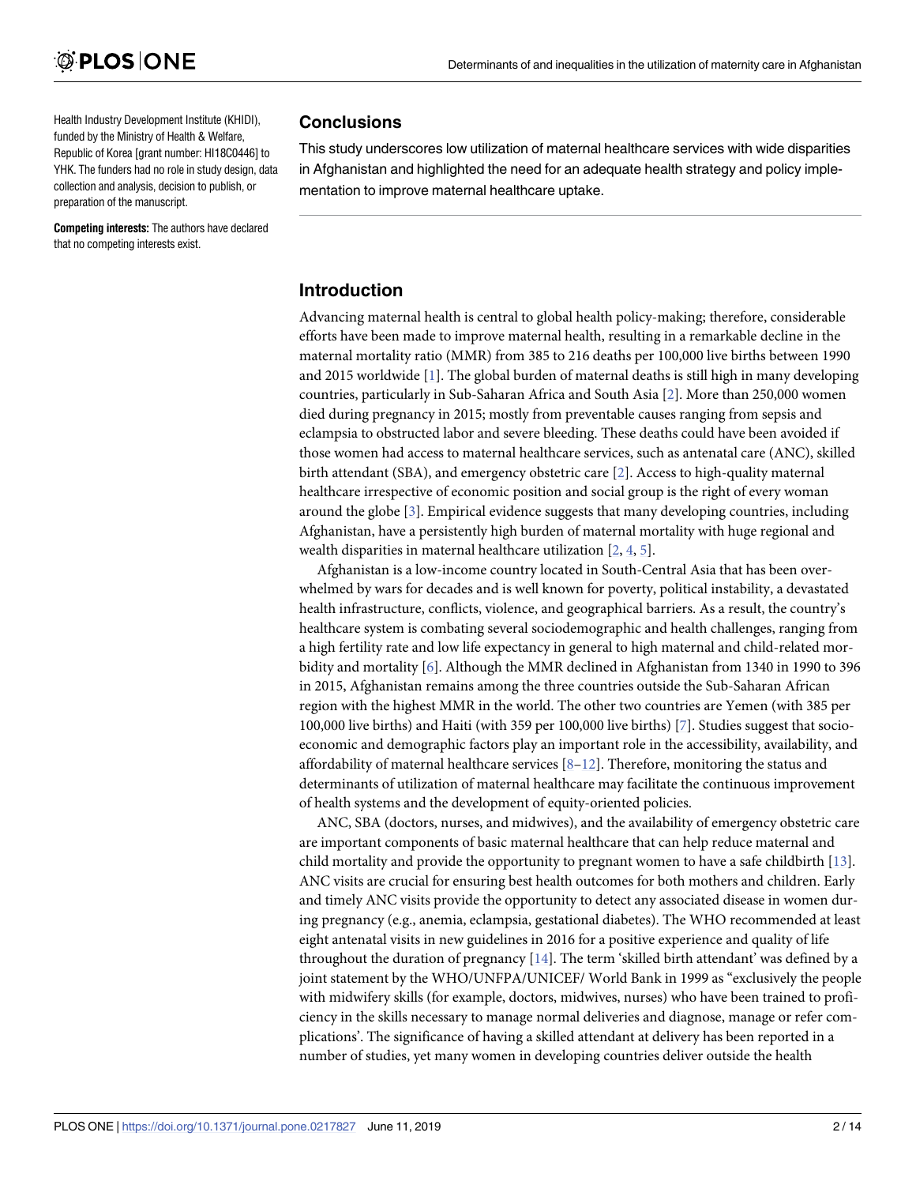Health Industry Development Institute (KHIDI), funded by the Ministry of Health & Welfare, Republic of Korea [grant number: HI18C0446] to YHK. The funders had no role in study design, data collection and analysis, decision to publish, or preparation of the manuscript.

**Competing interests:** The authors have declared that no competing interests exist.

## Conclusions

This study underscores low utilization of maternal healthcare services with wide disparities in Afghanistan and highlighted the need for an adequate health strategy and policy implementation to improve maternal healthcare uptake.

## Introduction

Advancing maternal health is central to global health policy-making; therefore, considerable efforts have been made to improve maternal health, resulting in a remarkable decline in the maternal mortality ratio (MMR) from 385 to 216 deaths per 100,000 live births between 1990 and 2015 worldwide [1]. The global burden of maternal deaths is still high in many developing countries, particularly in Sub-Saharan Africa and South Asia [2]. More than 250,000 women died during pregnancy in 2015; mostly from preventable causes ranging from sepsis and eclampsia to obstructed labor and severe bleeding. These deaths could have been avoided if those women had access to maternal healthcare services, such as antenatal care (ANC), skilled birth attendant (SBA), and emergency obstetric care [2]. Access to high-quality maternal healthcare irrespective of economic position and social group is the right of every woman around the globe [3]. Empirical evidence suggests that many developing countries, including Afghanistan, have a persistently high burden of maternal mortality with huge regional and wealth disparities in maternal healthcare utilization [2, 4, 5].

Afghanistan is a low-income country located in South-Central Asia that has been overwhelmed by wars for decades and is well known for poverty, political instability, a devastated health infrastructure, conflicts, violence, and geographical barriers. As a result, the country's healthcare system is combating several sociodemographic and health challenges, ranging from a high fertility rate and low life expectancy in general to high maternal and child-related morbidity and mortality [6]. Although the MMR declined in Afghanistan from 1340 in 1990 to 396 in 2015, Afghanistan remains among the three countries outside the Sub-Saharan African region with the highest MMR in the world. The other two countries are Yemen (with 385 per 100,000 live births) and Haiti (with 359 per 100,000 live births) [7]. Studies suggest that socioeconomic and demographic factors play an important role in the accessibility, availability, and affordability of maternal healthcare services [8–12]. Therefore, monitoring the status and determinants of utilization of maternal healthcare may facilitate the continuous improvement of health systems and the development of equity-oriented policies.

ANC, SBA (doctors, nurses, and midwives), and the availability of emergency obstetric care are important components of basic maternal healthcare that can help reduce maternal and child mortality and provide the opportunity to pregnant women to have a safe childbirth [13]. ANC visits are crucial for ensuring best health outcomes for both mothers and children. Early and timely ANC visits provide the opportunity to detect any associated disease in women during pregnancy (e.g., anemia, eclampsia, gestational diabetes). The WHO recommended at least eight antenatal visits in new guidelines in 2016 for a positive experience and quality of life throughout the duration of pregnancy [14]. The term 'skilled birth attendant' was defined by a joint statement by the WHO/UNFPA/UNICEF/ World Bank in 1999 as "exclusively the people with midwifery skills (for example, doctors, midwives, nurses) who have been trained to proficiency in the skills necessary to manage normal deliveries and diagnose, manage or refer complications'. The significance of having a skilled attendant at delivery has been reported in a number of studies, yet many women in developing countries deliver outside the health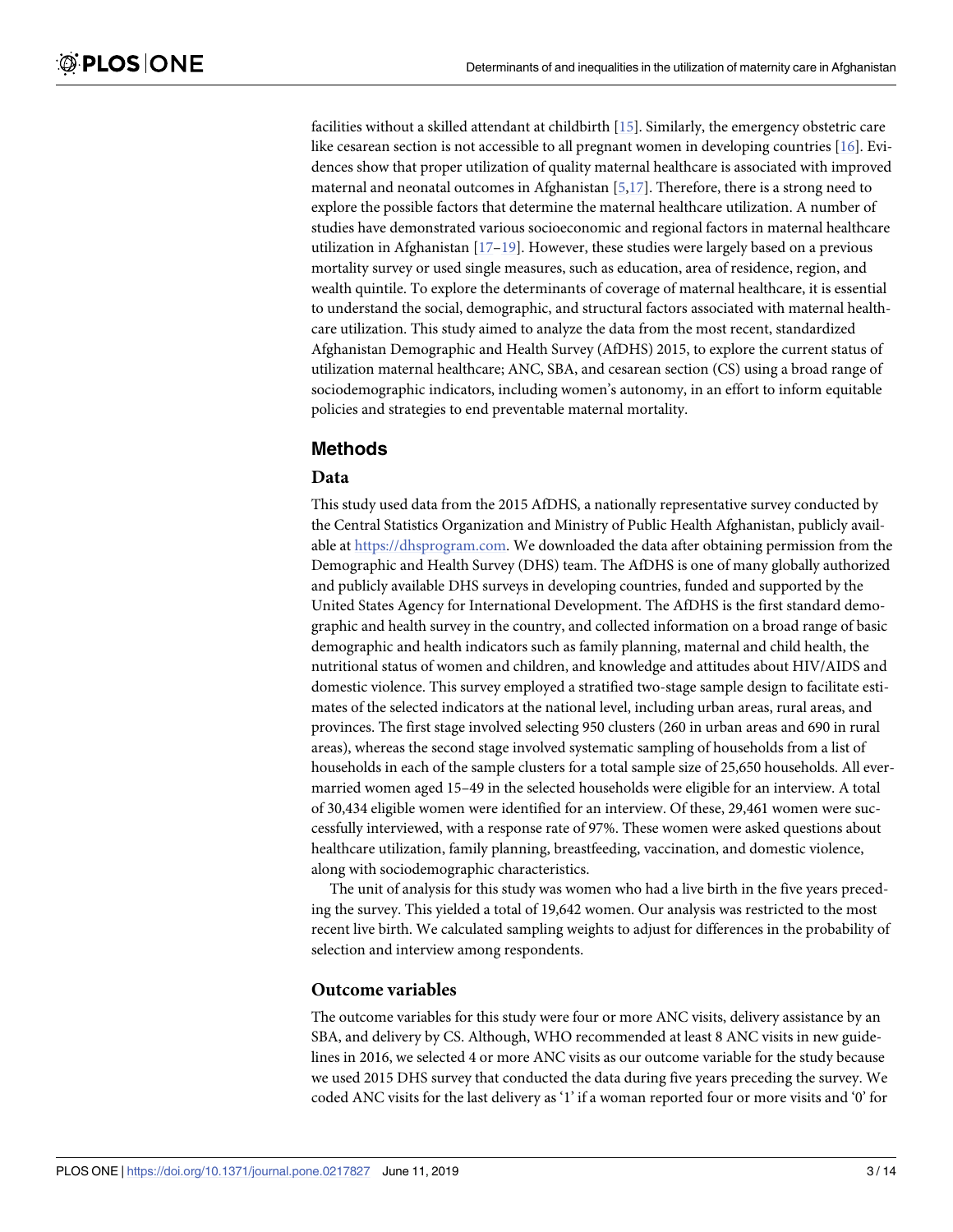facilities without a skilled attendant at childbirth [15]. Similarly, the emergency obstetric care like cesarean section is not accessible to all pregnant women in developing countries [16]. Evidences show that proper utilization of quality maternal healthcare is associated with improved maternal and neonatal outcomes in Afghanistan [5,17]. Therefore, there is a strong need to explore the possible factors that determine the maternal healthcare utilization. A number of studies have demonstrated various socioeconomic and regional factors in maternal healthcare utilization in Afghanistan [17–19]. However, these studies were largely based on a previous mortality survey or used single measures, such as education, area of residence, region, and wealth quintile. To explore the determinants of coverage of maternal healthcare, it is essential to understand the social, demographic, and structural factors associated with maternal healthcare utilization. This study aimed to analyze the data from the most recent, standardized Afghanistan Demographic and Health Survey (AfDHS) 2015, to explore the current status of utilization maternal healthcare; ANC, SBA, and cesarean section (CS) using a broad range of sociodemographic indicators, including women's autonomy, in an effort to inform equitable policies and strategies to end preventable maternal mortality.

## Methods

### Data

This study used data from the 2015 AfDHS, a nationally representative survey conducted by the Central Statistics Organization and Ministry of Public Health Afghanistan, publicly available at https://dhsprogram.com. We downloaded the data after obtaining permission from the Demographic and Health Survey (DHS) team. The AfDHS is one of many globally authorized and publicly available DHS surveys in developing countries, funded and supported by the United States Agency for International Development. The AfDHS is the first standard demographic and health survey in the country, and collected information on a broad range of basic demographic and health indicators such as family planning, maternal and child health, the nutritional status of women and children, and knowledge and attitudes about HIV/AIDS and domestic violence. This survey employed a stratified two-stage sample design to facilitate estimates of the selected indicators at the national level, including urban areas, rural areas, and provinces. The first stage involved selecting 950 clusters (260 in urban areas and 690 in rural areas), whereas the second stage involved systematic sampling of households from a list of households in each of the sample clusters for a total sample size of 25,650 households. All ever-married women aged 15–49 in the selected households were eligible for an interview. A total of 30,434 eligible women were identified for an interview. Of these, 29,461 women were successfully interviewed, with a response rate of 97%. These women were asked questions about healthcare utilization, family planning, breastfeeding, vaccination, and domestic violence, along with sociodemographic characteristics.

The unit of analysis for this study was women who had a live birth in the five years preceding the survey. This yielded a total of 19,642 women. Our analysis was restricted to the most recent live birth. We calculated sampling weights to adjust for differences in the probability of selection and interview among respondents.

### Outcome variables

The outcome variables for this study were four or more ANC visits, delivery assistance by an SBA, and delivery by CS. Although, WHO recommended at least 8 ANC visits in new guidelines in 2016, we selected 4 or more ANC visits as our outcome variable for the study because we used 2015 DHS survey that conducted the data during five years preceding the survey. We coded ANC visits for the last delivery as '1' if a woman reported four or more visits and '0' for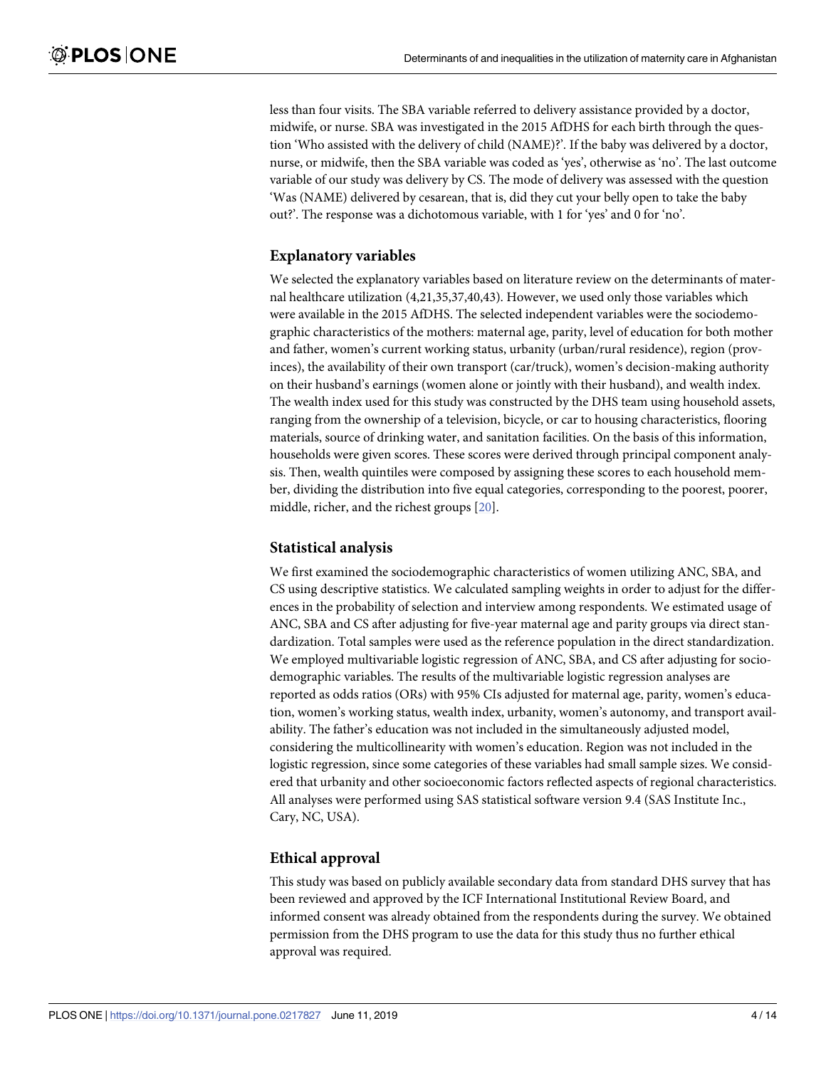less than four visits. The SBA variable referred to delivery assistance provided by a doctor, midwife, or nurse. SBA was investigated in the 2015 AfDHS for each birth through the question 'Who assisted with the delivery of child (NAME)?'. If the baby was delivered by a doctor, nurse, or midwife, then the SBA variable was coded as 'yes', otherwise as 'no'. The last outcome variable of our study was delivery by CS. The mode of delivery was assessed with the question 'Was (NAME) delivered by cesarean, that is, did they cut your belly open to take the baby out?'. The response was a dichotomous variable, with 1 for 'yes' and 0 for 'no'.

## Explanatory variables

We selected the explanatory variables based on literature review on the determinants of maternal healthcare utilization (4,21,35,37,40,43). However, we used only those variables which were available in the 2015 AfDHS. The selected independent variables were the sociodemographic characteristics of the mothers: maternal age, parity, level of education for both mother and father, women's current working status, urbanity (urban/rural residence), region (provinces), the availability of their own transport (car/truck), women's decision-making authority on their husband's earnings (women alone or jointly with their husband), and wealth index. The wealth index used for this study was constructed by the DHS team using household assets, ranging from the ownership of a television, bicycle, or car to housing characteristics, flooring materials, source of drinking water, and sanitation facilities. On the basis of this information, households were given scores. These scores were derived through principal component analysis. Then, wealth quintiles were composed by assigning these scores to each household member, dividing the distribution into five equal categories, corresponding to the poorest, poorer, middle, richer, and the richest groups [20].

## Statistical analysis

We first examined the sociodemographic characteristics of women utilizing ANC, SBA, and CS using descriptive statistics. We calculated sampling weights in order to adjust for the differences in the probability of selection and interview among respondents. We estimated usage of ANC, SBA and CS after adjusting for five-year maternal age and parity groups via direct standardization. Total samples were used as the reference population in the direct standardization. We employed multivariable logistic regression of ANC, SBA, and CS after adjusting for sociodemographic variables. The results of the multivariable logistic regression analyses are reported as odds ratios (ORs) with 95% CIs adjusted for maternal age, parity, women's education, women's working status, wealth index, urbanity, women's autonomy, and transport availability. The father's education was not included in the simultaneously adjusted model, considering the multicollinearity with women's education. Region was not included in the logistic regression, since some categories of these variables had small sample sizes. We considered that urbanity and other socioeconomic factors reflected aspects of regional characteristics. All analyses were performed using SAS statistical software version 9.4 (SAS Institute Inc., Cary, NC, USA).

## Ethical approval

This study was based on publicly available secondary data from standard DHS survey that has been reviewed and approved by the ICF International Institutional Review Board, and informed consent was already obtained from the respondents during the survey. We obtained permission from the DHS program to use the data for this study thus no further ethical approval was required.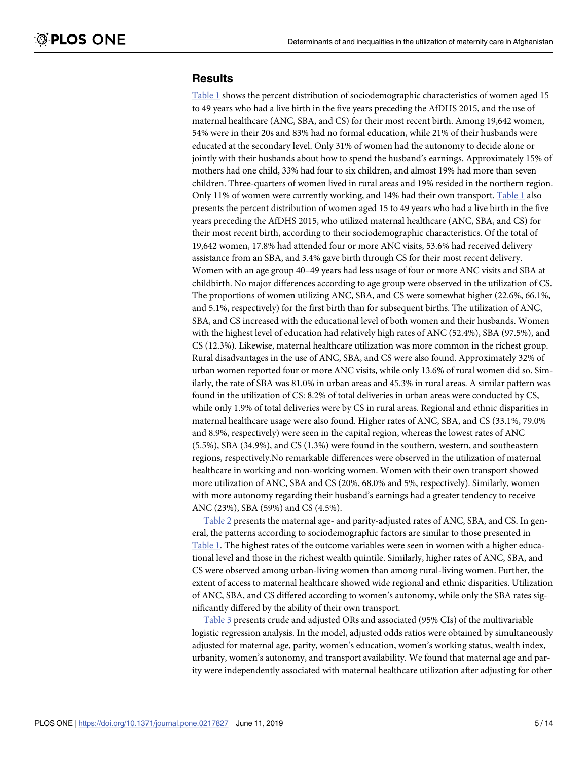## Results

Table 1 shows the percent distribution of sociodemographic characteristics of women aged 15 to 49 years who had a live birth in the five years preceding the AfDHS 2015, and the use of maternal healthcare (ANC, SBA, and CS) for their most recent birth. Among 19,642 women, 54% were in their 20s and 83% had no formal education, while 21% of their husbands were educated at the secondary level. Only 31% of women had the autonomy to decide alone or jointly with their husbands about how to spend the husband's earnings. Approximately 15% of mothers had one child, 33% had four to six children, and almost 19% had more than seven children. Three-quarters of women lived in rural areas and 19% resided in the northern region. Only 11% of women were currently working, and 14% had their own transport. Table 1 also presents the percent distribution of women aged 15 to 49 years who had a live birth in the five years preceding the AfDHS 2015, who utilized maternal healthcare (ANC, SBA, and CS) for their most recent birth, according to their sociodemographic characteristics. Of the total of 19,642 women, 17.8% had attended four or more ANC visits, 53.6% had received delivery assistance from an SBA, and 3.4% gave birth through CS for their most recent delivery. Women with an age group 40–49 years had less usage of four or more ANC visits and SBA at childbirth. No major differences according to age group were observed in the utilization of CS. The proportions of women utilizing ANC, SBA, and CS were somewhat higher (22.6%, 66.1%, and 5.1%, respectively) for the first birth than for subsequent births. The utilization of ANC, SBA, and CS increased with the educational level of both women and their husbands. Women with the highest level of education had relatively high rates of ANC (52.4%), SBA (97.5%), and CS (12.3%). Likewise, maternal healthcare utilization was more common in the richest group. Rural disadvantages in the use of ANC, SBA, and CS were also found. Approximately 32% of urban women reported four or more ANC visits, while only 13.6% of rural women did so. Similarly, the rate of SBA was 81.0% in urban areas and 45.3% in rural areas. A similar pattern was found in the utilization of CS: 8.2% of total deliveries in urban areas were conducted by CS, while only 1.9% of total deliveries were by CS in rural areas. Regional and ethnic disparities in maternal healthcare usage were also found. Higher rates of ANC, SBA, and CS (33.1%, 79.0% and 8.9%, respectively) were seen in the capital region, whereas the lowest rates of ANC (5.5%), SBA (34.9%), and CS (1.3%) were found in the southern, western, and southeastern regions, respectively.No remarkable differences were observed in the utilization of maternal healthcare in working and non-working women. Women with their own transport showed more utilization of ANC, SBA and CS (20%, 68.0% and 5%, respectively). Similarly, women with more autonomy regarding their husband's earnings had a greater tendency to receive ANC (23%), SBA (59%) and CS (4.5%).

Table 2 presents the maternal age- and parity-adjusted rates of ANC, SBA, and CS. In general, the patterns according to sociodemographic factors are similar to those presented in Table 1. The highest rates of the outcome variables were seen in women with a higher educational level and those in the richest wealth quintile. Similarly, higher rates of ANC, SBA, and CS were observed among urban-living women than among rural-living women. Further, the extent of access to maternal healthcare showed wide regional and ethnic disparities. Utilization of ANC, SBA, and CS differed according to women's autonomy, while only the SBA rates significantly differed by the ability of their own transport.

Table 3 presents crude and adjusted ORs and associated (95% CIs) of the multivariable logistic regression analysis. In the model, adjusted odds ratios were obtained by simultaneously adjusted for maternal age, parity, women's education, women's working status, wealth index, urbanity, women's autonomy, and transport availability. We found that maternal age and parity were independently associated with maternal healthcare utilization after adjusting for other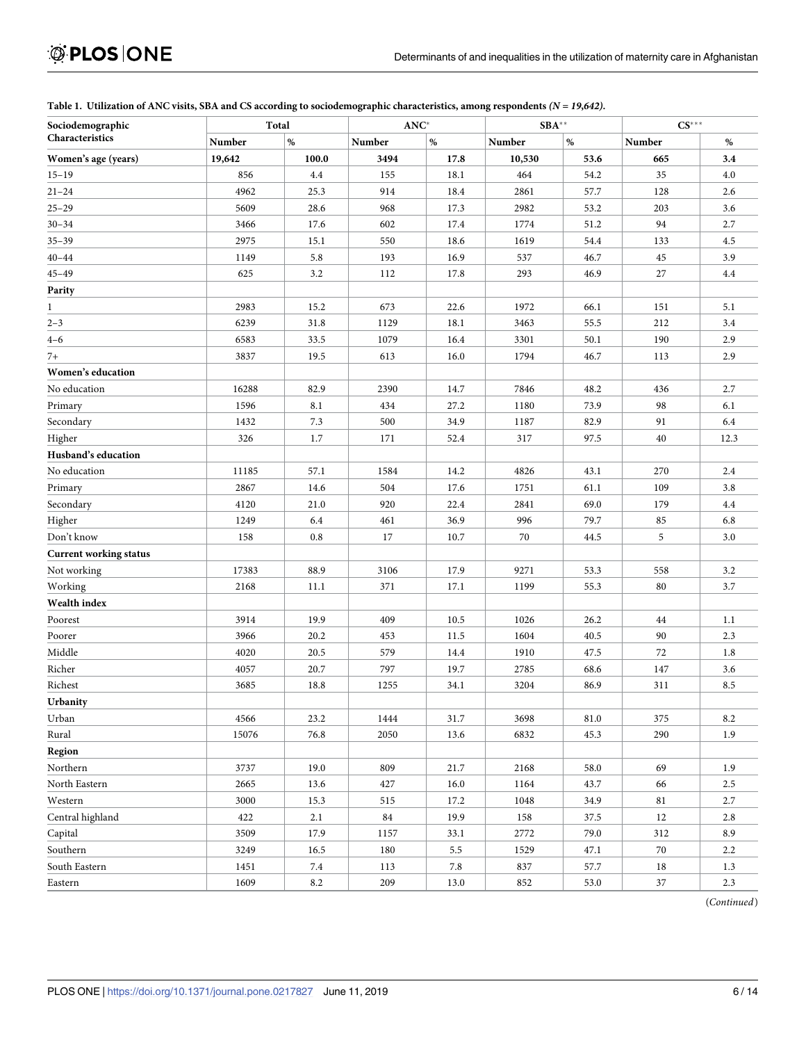**Table 1. Utilization of ANC visits, SBA and CS according to sociodemographic characteristics, among respondents *(N = 19,642)*.**

| Sociodemographic Characteristics | Total | | ANC* | | SBA** | | CS*** | |
|---|---|---|---|---|---|---|---|---|
| | Number | % | Number | % | Number | % | Number | % |
| **Women's age (years)** | **19,642** | **100.0** | **3494** | **17.8** | **10,530** | **53.6** | **665** | **3.4** |
| 15–19 | 856 | 4.4 | 155 | 18.1 | 464 | 54.2 | 35 | 4.0 |
| 21–24 | 4962 | 25.3 | 914 | 18.4 | 2861 | 57.7 | 128 | 2.6 |
| 25–29 | 5609 | 28.6 | 968 | 17.3 | 2982 | 53.2 | 203 | 3.6 |
| 30–34 | 3466 | 17.6 | 602 | 17.4 | 1774 | 51.2 | 94 | 2.7 |
| 35–39 | 2975 | 15.1 | 550 | 18.6 | 1619 | 54.4 | 133 | 4.5 |
| 40–44 | 1149 | 5.8 | 193 | 16.9 | 537 | 46.7 | 45 | 3.9 |
| 45–49 | 625 | 3.2 | 112 | 17.8 | 293 | 46.9 | 27 | 4.4 |
| **Parity** | | | | | | | | |
| 1 | 2983 | 15.2 | 673 | 22.6 | 1972 | 66.1 | 151 | 5.1 |
| 2–3 | 6239 | 31.8 | 1129 | 18.1 | 3463 | 55.5 | 212 | 3.4 |
| 4–6 | 6583 | 33.5 | 1079 | 16.4 | 3301 | 50.1 | 190 | 2.9 |
| 7+ | 3837 | 19.5 | 613 | 16.0 | 1794 | 46.7 | 113 | 2.9 |
| **Women's education** | | | | | | | | |
| No education | 16288 | 82.9 | 2390 | 14.7 | 7846 | 48.2 | 436 | 2.7 |
| Primary | 1596 | 8.1 | 434 | 27.2 | 1180 | 73.9 | 98 | 6.1 |
| Secondary | 1432 | 7.3 | 500 | 34.9 | 1187 | 82.9 | 91 | 6.4 |
| Higher | 326 | 1.7 | 171 | 52.4 | 317 | 97.5 | 40 | 12.3 |
| **Husband's education** | | | | | | | | |
| No education | 11185 | 57.1 | 1584 | 14.2 | 4826 | 43.1 | 270 | 2.4 |
| Primary | 2867 | 14.6 | 504 | 17.6 | 1751 | 61.1 | 109 | 3.8 |
| Secondary | 4120 | 21.0 | 920 | 22.4 | 2841 | 69.0 | 179 | 4.4 |
| Higher | 1249 | 6.4 | 461 | 36.9 | 996 | 79.7 | 85 | 6.8 |
| Don't know | 158 | 0.8 | 17 | 10.7 | 70 | 44.5 | 5 | 3.0 |
| **Current working status** | | | | | | | | |
| Not working | 17383 | 88.9 | 3106 | 17.9 | 9271 | 53.3 | 558 | 3.2 |
| Working | 2168 | 11.1 | 371 | 17.1 | 1199 | 55.3 | 80 | 3.7 |
| **Wealth index** | | | | | | | | |
| Poorest | 3914 | 19.9 | 409 | 10.5 | 1026 | 26.2 | 44 | 1.1 |
| Poorer | 3966 | 20.2 | 453 | 11.5 | 1604 | 40.5 | 90 | 2.3 |
| Middle | 4020 | 20.5 | 579 | 14.4 | 1910 | 47.5 | 72 | 1.8 |
| Richer | 4057 | 20.7 | 797 | 19.7 | 2785 | 68.6 | 147 | 3.6 |
| Richest | 3685 | 18.8 | 1255 | 34.1 | 3204 | 86.9 | 311 | 8.5 |
| **Urbanity** | | | | | | | | |
| Urban | 4566 | 23.2 | 1444 | 31.7 | 3698 | 81.0 | 375 | 8.2 |
| Rural | 15076 | 76.8 | 2050 | 13.6 | 6832 | 45.3 | 290 | 1.9 |
| **Region** | | | | | | | | |
| Northern | 3737 | 19.0 | 809 | 21.7 | 2168 | 58.0 | 69 | 1.9 |
| North Eastern | 2665 | 13.6 | 427 | 16.0 | 1164 | 43.7 | 66 | 2.5 |
| Western | 3000 | 15.3 | 515 | 17.2 | 1048 | 34.9 | 81 | 2.7 |
| Central highland | 422 | 2.1 | 84 | 19.9 | 158 | 37.5 | 12 | 2.8 |
| Capital | 3509 | 17.9 | 1157 | 33.1 | 2772 | 79.0 | 312 | 8.9 |
| Southern | 3249 | 16.5 | 180 | 5.5 | 1529 | 47.1 | 70 | 2.2 |
| South Eastern | 1451 | 7.4 | 113 | 7.8 | 837 | 57.7 | 18 | 1.3 |
| Eastern | 1609 | 8.2 | 209 | 13.0 | 852 | 53.0 | 37 | 2.3 |

(*Continued*)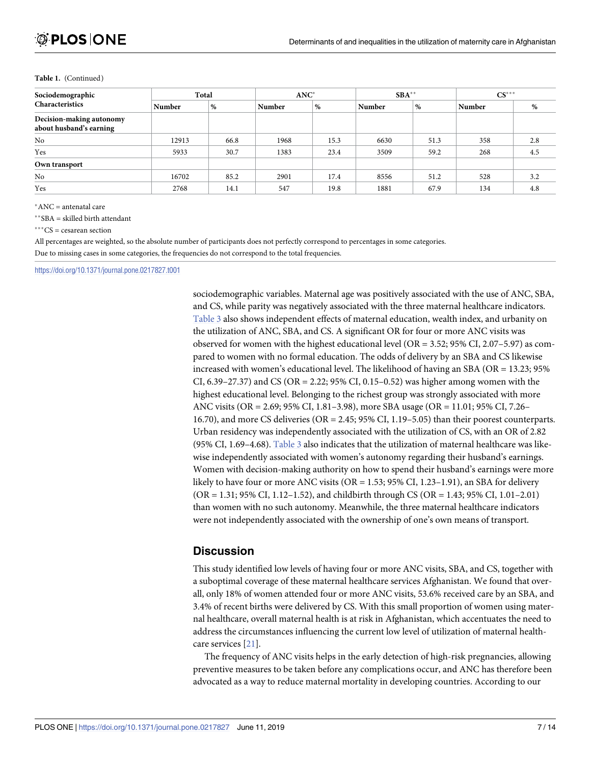Table 1. (Continued)

| Sociodemographic Characteristics | Total | | ANC* | | SBA** | | CS*** | |
|---|---|---|---|---|---|---|---|---|
| | Number | % | Number | % | Number | % | Number | % |
| **Decision-making autonomy about husband's earning** | | | | | | | | |
| No | 12913 | 66.8 | 1968 | 15.3 | 6630 | 51.3 | 358 | 2.8 |
| Yes | 5933 | 30.7 | 1383 | 23.4 | 3509 | 59.2 | 268 | 4.5 |
| **Own transport** | | | | | | | | |
| No | 16702 | 85.2 | 2901 | 17.4 | 8556 | 51.2 | 528 | 3.2 |
| Yes | 2768 | 14.1 | 547 | 19.8 | 1881 | 67.9 | 134 | 4.8 |

*ANC = antenatal care

**SBA = skilled birth attendant

***CS = cesarean section

All percentages are weighted, so the absolute number of participants does not perfectly correspond to percentages in some categories.

Due to missing cases in some categories, the frequencies do not correspond to the total frequencies.

https://doi.org/10.1371/journal.pone.0217827.t001

sociodemographic variables. Maternal age was positively associated with the use of ANC, SBA, and CS, while parity was negatively associated with the three maternal healthcare indicators. Table 3 also shows independent effects of maternal education, wealth index, and urbanity on the utilization of ANC, SBA, and CS. A significant OR for four or more ANC visits was observed for women with the highest educational level (OR = 3.52; 95% CI, 2.07–5.97) as compared to women with no formal education. The odds of delivery by an SBA and CS likewise increased with women's educational level. The likelihood of having an SBA (OR = 13.23; 95% CI, 6.39–27.37) and CS (OR = 2.22; 95% CI, 0.15–0.52) was higher among women with the highest educational level. Belonging to the richest group was strongly associated with more ANC visits (OR = 2.69; 95% CI, 1.81–3.98), more SBA usage (OR = 11.01; 95% CI, 7.26–16.70), and more CS deliveries (OR = 2.45; 95% CI, 1.19–5.05) than their poorest counterparts. Urban residency was independently associated with the utilization of CS, with an OR of 2.82 (95% CI, 1.69–4.68). Table 3 also indicates that the utilization of maternal healthcare was likewise independently associated with women's autonomy regarding their husband's earnings. Women with decision-making authority on how to spend their husband's earnings were more likely to have four or more ANC visits (OR = 1.53; 95% CI, 1.23–1.91), an SBA for delivery (OR = 1.31; 95% CI, 1.12–1.52), and childbirth through CS (OR = 1.43; 95% CI, 1.01–2.01) than women with no such autonomy. Meanwhile, the three maternal healthcare indicators were not independently associated with the ownership of one's own means of transport.

## Discussion

This study identified low levels of having four or more ANC visits, SBA, and CS, together with a suboptimal coverage of these maternal healthcare services Afghanistan. We found that overall, only 18% of women attended four or more ANC visits, 53.6% received care by an SBA, and 3.4% of recent births were delivered by CS. With this small proportion of women using maternal healthcare, overall maternal health is at risk in Afghanistan, which accentuates the need to address the circumstances influencing the current low level of utilization of maternal healthcare services [21].

The frequency of ANC visits helps in the early detection of high-risk pregnancies, allowing preventive measures to be taken before any complications occur, and ANC has therefore been advocated as a way to reduce maternal mortality in developing countries. According to our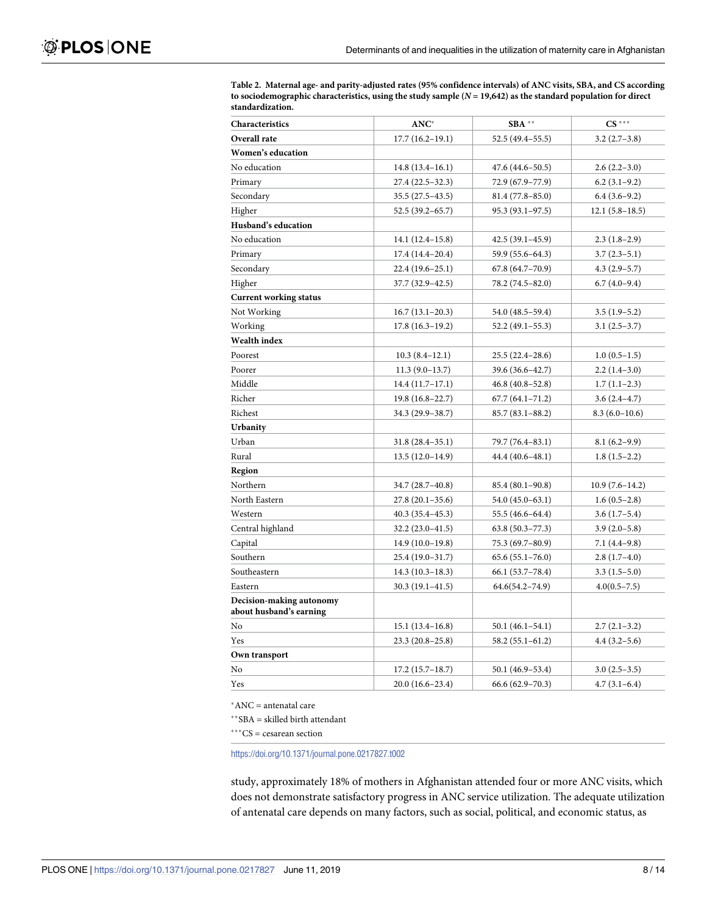**Table 2. Maternal age- and parity-adjusted rates (95% confidence intervals) of ANC visits, SBA, and CS according to sociodemographic characteristics, using the study sample ($N$ = 19,642) as the standard population for direct standardization.**

| Characteristics | ANC* | SBA ** | CS *** |
|---|---|---|---|
| **Overall rate** | 17.7 (16.2–19.1) | 52.5 (49.4–55.5) | 3.2 (2.7–3.8) |
| **Women's education** | | | |
| No education | 14.8 (13.4–16.1) | 47.6 (44.6–50.5) | 2.6 (2.2–3.0) |
| Primary | 27.4 (22.5–32.3) | 72.9 (67.9–77.9) | 6.2 (3.1–9.2) |
| Secondary | 35.5 (27.5–43.5) | 81.4 (77.8–85.0) | 6.4 (3.6–9.2) |
| Higher | 52.5 (39.2–65.7) | 95.3 (93.1–97.5) | 12.1 (5.8–18.5) |
| **Husband's education** | | | |
| No education | 14.1 (12.4–15.8) | 42.5 (39.1–45.9) | 2.3 (1.8–2.9) |
| Primary | 17.4 (14.4–20.4) | 59.9 (55.6–64.3) | 3.7 (2.3–5.1) |
| Secondary | 22.4 (19.6–25.1) | 67.8 (64.7–70.9) | 4.3 (2.9–5.7) |
| Higher | 37.7 (32.9–42.5) | 78.2 (74.5–82.0) | 6.7 (4.0–9.4) |
| **Current working status** | | | |
| Not Working | 16.7 (13.1–20.3) | 54.0 (48.5–59.4) | 3.5 (1.9–5.2) |
| Working | 17.8 (16.3–19.2) | 52.2 (49.1–55.3) | 3.1 (2.5–3.7) |
| **Wealth index** | | | |
| Poorest | 10.3 (8.4–12.1) | 25.5 (22.4–28.6) | 1.0 (0.5–1.5) |
| Poorer | 11.3 (9.0–13.7) | 39.6 (36.6–42.7) | 2.2 (1.4–3.0) |
| Middle | 14.4 (11.7–17.1) | 46.8 (40.8–52.8) | 1.7 (1.1–2.3) |
| Richer | 19.8 (16.8–22.7) | 67.7 (64.1–71.2) | 3.6 (2.4–4.7) |
| Richest | 34.3 (29.9–38.7) | 85.7 (83.1–88.2) | 8.3 (6.0–10.6) |
| **Urbanity** | | | |
| Urban | 31.8 (28.4–35.1) | 79.7 (76.4–83.1) | 8.1 (6.2–9.9) |
| Rural | 13.5 (12.0–14.9) | 44.4 (40.6–48.1) | 1.8 (1.5–2.2) |
| **Region** | | | |
| Northern | 34.7 (28.7–40.8) | 85.4 (80.1–90.8) | 10.9 (7.6–14.2) |
| North Eastern | 27.8 (20.1–35.6) | 54.0 (45.0–63.1) | 1.6 (0.5–2.8) |
| Western | 40.3 (35.4–45.3) | 55.5 (46.6–64.4) | 3.6 (1.7–5.4) |
| Central highland | 32.2 (23.0–41.5) | 63.8 (50.3–77.3) | 3.9 (2.0–5.8) |
| Capital | 14.9 (10.0–19.8) | 75.3 (69.7–80.9) | 7.1 (4.4–9.8) |
| Southern | 25.4 (19.0–31.7) | 65.6 (55.1–76.0) | 2.8 (1.7–4.0) |
| Southeastern | 14.3 (10.3–18.3) | 66.1 (53.7–78.4) | 3.3 (1.5–5.0) |
| Eastern | 30.3 (19.1–41.5) | 64.6(54.2–74.9) | 4.0(0.5–7.5) |
| **Decision-making autonomy about husband's earning** | | | |
| No | 15.1 (13.4–16.8) | 50.1 (46.1–54.1) | 2.7 (2.1–3.2) |
| Yes | 23.3 (20.8–25.8) | 58.2 (55.1–61.2) | 4.4 (3.2–5.6) |
| **Own transport** | | | |
| No | 17.2 (15.7–18.7) | 50.1 (46.9–53.4) | 3.0 (2.5–3.5) |
| Yes | 20.0 (16.6–23.4) | 66.6 (62.9–70.3) | 4.7 (3.1–6.4) |

*ANC = antenatal care

**SBA = skilled birth attendant

***CS = cesarean section

https://doi.org/10.1371/journal.pone.0217827.t002

study, approximately 18% of mothers in Afghanistan attended four or more ANC visits, which does not demonstrate satisfactory progress in ANC service utilization. The adequate utilization of antenatal care depends on many factors, such as social, political, and economic status, as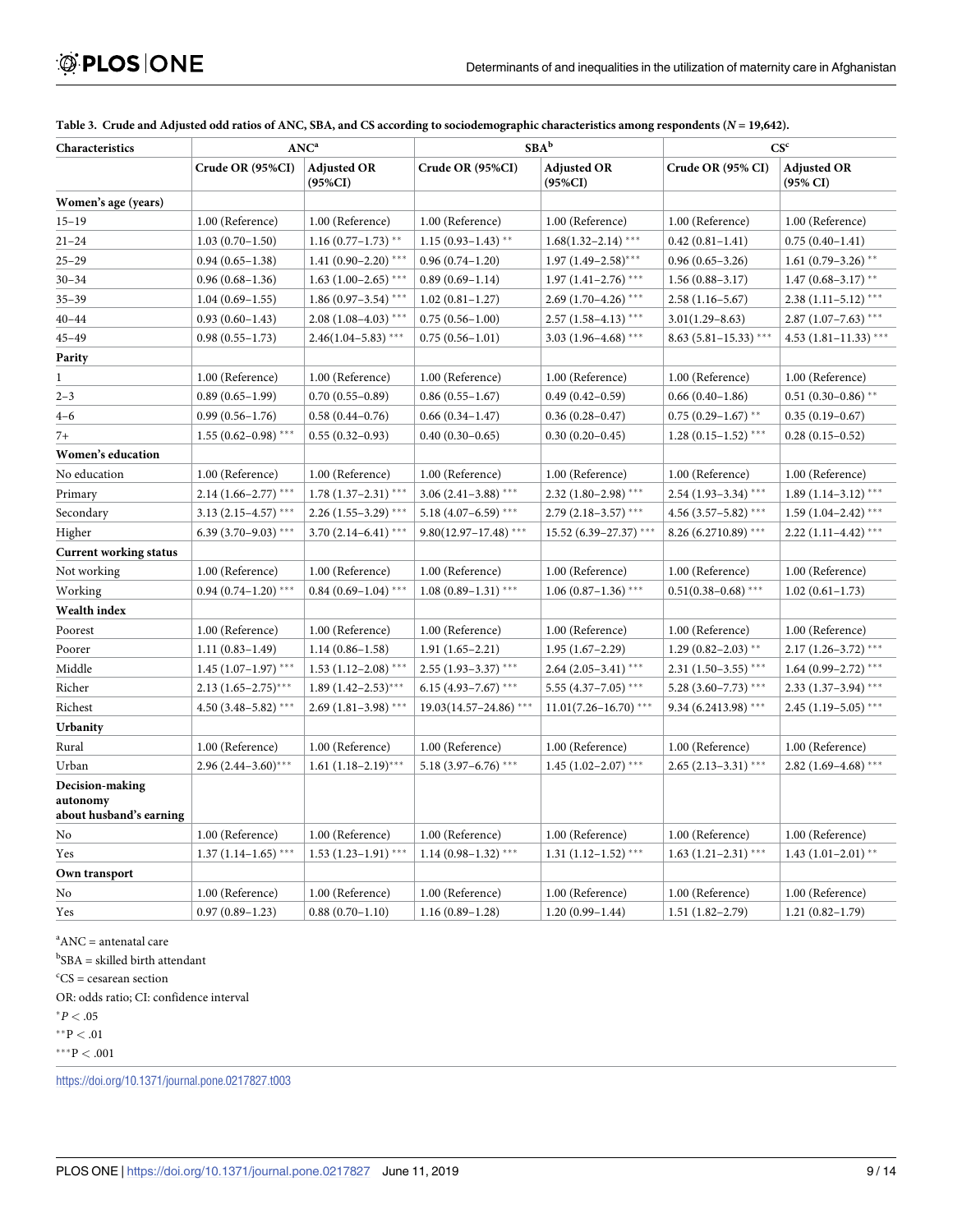**Table 3. Crude and Adjusted odd ratios of ANC, SBA, and CS according to sociodemographic characteristics among respondents ($N$ = 19,642).**

| Characteristics | ANC[a] | | SBA[b] | | CS[c] | |
|---|---|---|---|---|---|---|
| | Crude OR (95%CI) | Adjusted OR (95%CI) | Crude OR (95%CI) | Adjusted OR (95%CI) | Crude OR (95% CI) | Adjusted OR (95% CI) |
| **Women's age (years)** | | | | | | |
| 15–19 | 1.00 (Reference) | 1.00 (Reference) | 1.00 (Reference) | 1.00 (Reference) | 1.00 (Reference) | 1.00 (Reference) |
| 21–24 | 1.03 (0.70–1.50) | 1.16 (0.77–1.73) ** | 1.15 (0.93–1.43) ** | 1.68(1.32–2.14) *** | 0.42 (0.81–1.41) | 0.75 (0.40–1.41) |
| 25–29 | 0.94 (0.65–1.38) | 1.41 (0.90–2.20) *** | 0.96 (0.74–1.20) | 1.97 (1.49–2.58)*** | 0.96 (0.65–3.26) | 1.61 (0.79–3.26) ** |
| 30–34 | 0.96 (0.68–1.36) | 1.63 (1.00–2.65) *** | 0.89 (0.69–1.14) | 1.97 (1.41–2.76) *** | 1.56 (0.88–3.17) | 1.47 (0.68–3.17) ** |
| 35–39 | 1.04 (0.69–1.55) | 1.86 (0.97–3.54) *** | 1.02 (0.81–1.27) | 2.69 (1.70–4.26) *** | 2.58 (1.16–5.67) | 2.38 (1.11–5.12) *** |
| 40–44 | 0.93 (0.60–1.43) | 2.08 (1.08–4.03) *** | 0.75 (0.56–1.00) | 2.57 (1.58–4.13) *** | 3.01(1.29–8.63) | 2.87 (1.07–7.63) *** |
| 45–49 | 0.98 (0.55–1.73) | 2.46(1.04–5.83) *** | 0.75 (0.56–1.01) | 3.03 (1.96–4.68) *** | 8.63 (5.81–15.33) *** | 4.53 (1.81–11.33) *** |
| **Parity** | | | | | | |
| 1 | 1.00 (Reference) | 1.00 (Reference) | 1.00 (Reference) | 1.00 (Reference) | 1.00 (Reference) | 1.00 (Reference) |
| 2–3 | 0.89 (0.65–1.99) | 0.70 (0.55–0.89) | 0.86 (0.55–1.67) | 0.49 (0.42–0.59) | 0.66 (0.40–1.86) | 0.51 (0.30–0.86) ** |
| 4–6 | 0.99 (0.56–1.76) | 0.58 (0.44–0.76) | 0.66 (0.34–1.47) | 0.36 (0.28–0.47) | 0.75 (0.29–1.67) ** | 0.35 (0.19–0.67) |
| 7+ | 1.55 (0.62–0.98) *** | 0.55 (0.32–0.93) | 0.40 (0.30–0.65) | 0.30 (0.20–0.45) | 1.28 (0.15–1.52) *** | 0.28 (0.15–0.52) |
| **Women's education** | | | | | | |
| No education | 1.00 (Reference) | 1.00 (Reference) | 1.00 (Reference) | 1.00 (Reference) | 1.00 (Reference) | 1.00 (Reference) |
| Primary | 2.14 (1.66–2.77) *** | 1.78 (1.37–2.31) *** | 3.06 (2.41–3.88) *** | 2.32 (1.80–2.98) *** | 2.54 (1.93–3.34) *** | 1.89 (1.14–3.12) *** |
| Secondary | 3.13 (2.15–4.57) *** | 2.26 (1.55–3.29) *** | 5.18 (4.07–6.59) *** | 2.79 (2.18–3.57) *** | 4.56 (3.57–5.82) *** | 1.59 (1.04–2.42) *** |
| Higher | 6.39 (3.70–9.03) *** | 3.70 (2.14–6.41) *** | 9.80(12.97–17.48) *** | 15.52 (6.39–27.37) *** | 8.26 (6.2710.89) *** | 2.22 (1.11–4.42) *** |
| **Current working status** | | | | | | |
| Not working | 1.00 (Reference) | 1.00 (Reference) | 1.00 (Reference) | 1.00 (Reference) | 1.00 (Reference) | 1.00 (Reference) |
| Working | 0.94 (0.74–1.20) *** | 0.84 (0.69–1.04) *** | 1.08 (0.89–1.31) *** | 1.06 (0.87–1.36) *** | 0.51(0.38–0.68) *** | 1.02 (0.61–1.73) |
| **Wealth index** | | | | | | |
| Poorest | 1.00 (Reference) | 1.00 (Reference) | 1.00 (Reference) | 1.00 (Reference) | 1.00 (Reference) | 1.00 (Reference) |
| Poorer | 1.11 (0.83–1.49) | 1.14 (0.86–1.58) | 1.91 (1.65–2.21) | 1.95 (1.67–2.29) | 1.29 (0.82–2.03) ** | 2.17 (1.26–3.72) *** |
| Middle | 1.45 (1.07–1.97) *** | 1.53 (1.12–2.08) *** | 2.55 (1.93–3.37) *** | 2.64 (2.05–3.41) *** | 2.31 (1.50–3.55) *** | 1.64 (0.99–2.72) *** |
| Richer | 2.13 (1.65–2.75)*** | 1.89 (1.42–2.53)*** | 6.15 (4.93–7.67) *** | 5.55 (4.37–7.05) *** | 5.28 (3.60–7.73) *** | 2.33 (1.37–3.94) *** |
| Richest | 4.50 (3.48–5.82) *** | 2.69 (1.81–3.98) *** | 19.03(14.57–24.86) *** | 11.01(7.26–16.70) *** | 9.34 (6.2413.98) *** | 2.45 (1.19–5.05) *** |
| **Urbanity** | | | | | | |
| Rural | 1.00 (Reference) | 1.00 (Reference) | 1.00 (Reference) | 1.00 (Reference) | 1.00 (Reference) | 1.00 (Reference) |
| Urban | 2.96 (2.44–3.60)*** | 1.61 (1.18–2.19)*** | 5.18 (3.97–6.76) *** | 1.45 (1.02–2.07) *** | 2.65 (2.13–3.31) *** | 2.82 (1.69–4.68) *** |
| **Decision-making autonomy about husband's earning** | | | | | | |
| No | 1.00 (Reference) | 1.00 (Reference) | 1.00 (Reference) | 1.00 (Reference) | 1.00 (Reference) | 1.00 (Reference) |
| Yes | 1.37 (1.14–1.65) *** | 1.53 (1.23–1.91) *** | 1.14 (0.98–1.32) *** | 1.31 (1.12–1.52) *** | 1.63 (1.21–2.31) *** | 1.43 (1.01–2.01) ** |
| **Own transport** | | | | | | |
| No | 1.00 (Reference) | 1.00 (Reference) | 1.00 (Reference) | 1.00 (Reference) | 1.00 (Reference) | 1.00 (Reference) |
| Yes | 0.97 (0.89–1.23) | 0.88 (0.70–1.10) | 1.16 (0.89–1.28) | 1.20 (0.99–1.44) | 1.51 (1.82–2.79) | 1.21 (0.82–1.79) |

[a]ANC = antenatal care

[b]SBA = skilled birth attendant

[c]CS = cesarean section

OR: odds ratio; CI: confidence interval

*$P < .05$

**$P < .01$

***$P < .001$

https://doi.org/10.1371/journal.pone.0217827.t003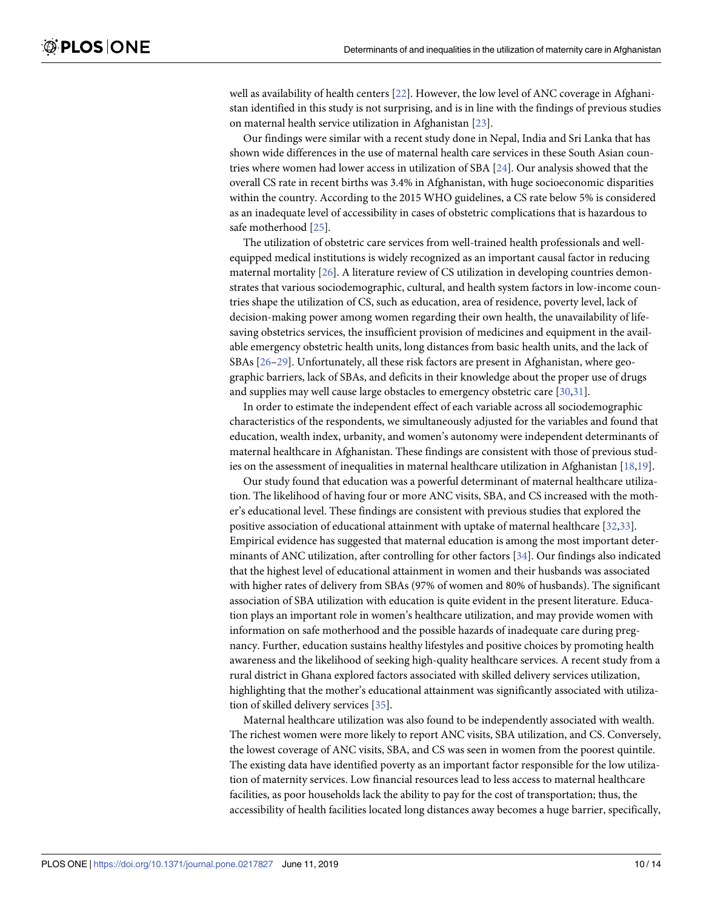well as availability of health centers [22]. However, the low level of ANC coverage in Afghanistan identified in this study is not surprising, and is in line with the findings of previous studies on maternal health service utilization in Afghanistan [23].

Our findings were similar with a recent study done in Nepal, India and Sri Lanka that has shown wide differences in the use of maternal health care services in these South Asian countries where women had lower access in utilization of SBA [24]. Our analysis showed that the overall CS rate in recent births was 3.4% in Afghanistan, with huge socioeconomic disparities within the country. According to the 2015 WHO guidelines, a CS rate below 5% is considered as an inadequate level of accessibility in cases of obstetric complications that is hazardous to safe motherhood [25].

The utilization of obstetric care services from well-trained health professionals and well-equipped medical institutions is widely recognized as an important causal factor in reducing maternal mortality [26]. A literature review of CS utilization in developing countries demonstrates that various sociodemographic, cultural, and health system factors in low-income countries shape the utilization of CS, such as education, area of residence, poverty level, lack of decision-making power among women regarding their own health, the unavailability of life-saving obstetrics services, the insufficient provision of medicines and equipment in the available emergency obstetric health units, long distances from basic health units, and the lack of SBAs [26–29]. Unfortunately, all these risk factors are present in Afghanistan, where geographic barriers, lack of SBAs, and deficits in their knowledge about the proper use of drugs and supplies may well cause large obstacles to emergency obstetric care [30,31].

In order to estimate the independent effect of each variable across all sociodemographic characteristics of the respondents, we simultaneously adjusted for the variables and found that education, wealth index, urbanity, and women's autonomy were independent determinants of maternal healthcare in Afghanistan. These findings are consistent with those of previous studies on the assessment of inequalities in maternal healthcare utilization in Afghanistan [18,19].

Our study found that education was a powerful determinant of maternal healthcare utilization. The likelihood of having four or more ANC visits, SBA, and CS increased with the mother's educational level. These findings are consistent with previous studies that explored the positive association of educational attainment with uptake of maternal healthcare [32,33]. Empirical evidence has suggested that maternal education is among the most important determinants of ANC utilization, after controlling for other factors [34]. Our findings also indicated that the highest level of educational attainment in women and their husbands was associated with higher rates of delivery from SBAs (97% of women and 80% of husbands). The significant association of SBA utilization with education is quite evident in the present literature. Education plays an important role in women's healthcare utilization, and may provide women with information on safe motherhood and the possible hazards of inadequate care during pregnancy. Further, education sustains healthy lifestyles and positive choices by promoting health awareness and the likelihood of seeking high-quality healthcare services. A recent study from a rural district in Ghana explored factors associated with skilled delivery services utilization, highlighting that the mother's educational attainment was significantly associated with utilization of skilled delivery services [35].

Maternal healthcare utilization was also found to be independently associated with wealth. The richest women were more likely to report ANC visits, SBA utilization, and CS. Conversely, the lowest coverage of ANC visits, SBA, and CS was seen in women from the poorest quintile. The existing data have identified poverty as an important factor responsible for the low utilization of maternity services. Low financial resources lead to less access to maternal healthcare facilities, as poor households lack the ability to pay for the cost of transportation; thus, the accessibility of health facilities located long distances away becomes a huge barrier, specifically,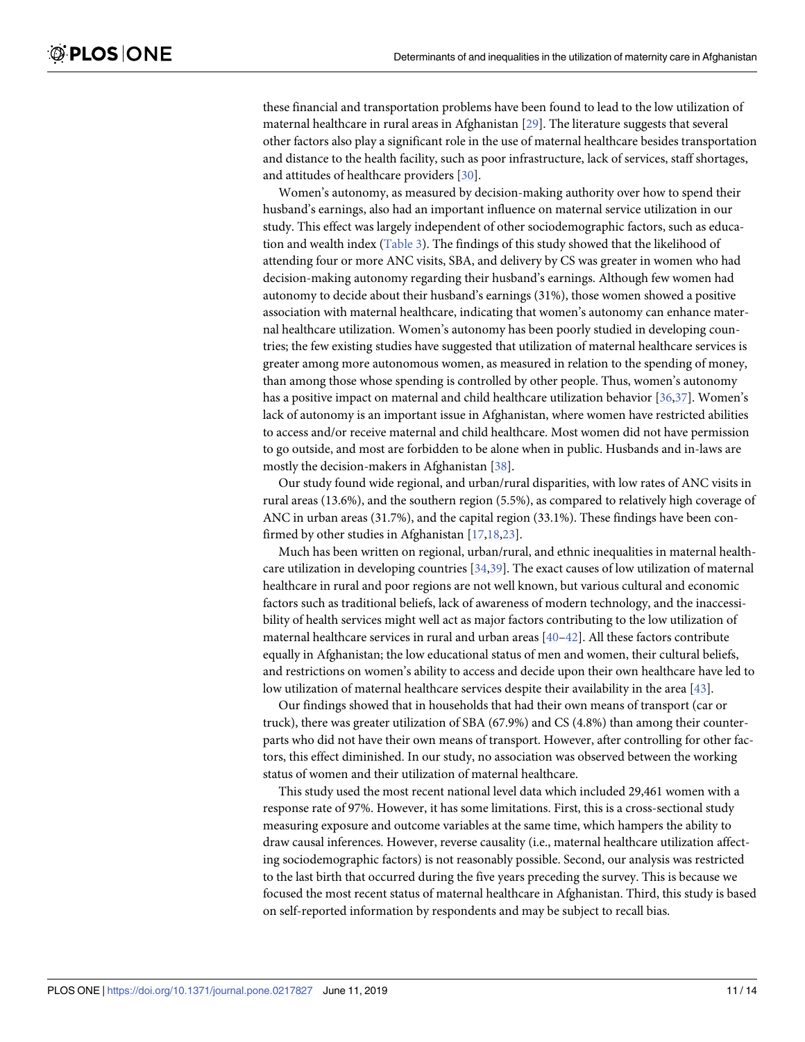these financial and transportation problems have been found to lead to the low utilization of maternal healthcare in rural areas in Afghanistan [29]. The literature suggests that several other factors also play a significant role in the use of maternal healthcare besides transportation and distance to the health facility, such as poor infrastructure, lack of services, staff shortages, and attitudes of healthcare providers [30].

Women's autonomy, as measured by decision-making authority over how to spend their husband's earnings, also had an important influence on maternal service utilization in our study. This effect was largely independent of other sociodemographic factors, such as education and wealth index (Table 3). The findings of this study showed that the likelihood of attending four or more ANC visits, SBA, and delivery by CS was greater in women who had decision-making autonomy regarding their husband's earnings. Although few women had autonomy to decide about their husband's earnings (31%), those women showed a positive association with maternal healthcare, indicating that women's autonomy can enhance maternal healthcare utilization. Women's autonomy has been poorly studied in developing countries; the few existing studies have suggested that utilization of maternal healthcare services is greater among more autonomous women, as measured in relation to the spending of money, than among those whose spending is controlled by other people. Thus, women's autonomy has a positive impact on maternal and child healthcare utilization behavior [36,37]. Women's lack of autonomy is an important issue in Afghanistan, where women have restricted abilities to access and/or receive maternal and child healthcare. Most women did not have permission to go outside, and most are forbidden to be alone when in public. Husbands and in-laws are mostly the decision-makers in Afghanistan [38].

Our study found wide regional, and urban/rural disparities, with low rates of ANC visits in rural areas (13.6%), and the southern region (5.5%), as compared to relatively high coverage of ANC in urban areas (31.7%), and the capital region (33.1%). These findings have been confirmed by other studies in Afghanistan [17,18,23].

Much has been written on regional, urban/rural, and ethnic inequalities in maternal healthcare utilization in developing countries [34,39]. The exact causes of low utilization of maternal healthcare in rural and poor regions are not well known, but various cultural and economic factors such as traditional beliefs, lack of awareness of modern technology, and the inaccessibility of health services might well act as major factors contributing to the low utilization of maternal healthcare services in rural and urban areas [40–42]. All these factors contribute equally in Afghanistan; the low educational status of men and women, their cultural beliefs, and restrictions on women's ability to access and decide upon their own healthcare have led to low utilization of maternal healthcare services despite their availability in the area [43].

Our findings showed that in households that had their own means of transport (car or truck), there was greater utilization of SBA (67.9%) and CS (4.8%) than among their counterparts who did not have their own means of transport. However, after controlling for other factors, this effect diminished. In our study, no association was observed between the working status of women and their utilization of maternal healthcare.

This study used the most recent national level data which included 29,461 women with a response rate of 97%. However, it has some limitations. First, this is a cross-sectional study measuring exposure and outcome variables at the same time, which hampers the ability to draw causal inferences. However, reverse causality (i.e., maternal healthcare utilization affecting sociodemographic factors) is not reasonably possible. Second, our analysis was restricted to the last birth that occurred during the five years preceding the survey. This is because we focused the most recent status of maternal healthcare in Afghanistan. Third, this study is based on self-reported information by respondents and may be subject to recall bias.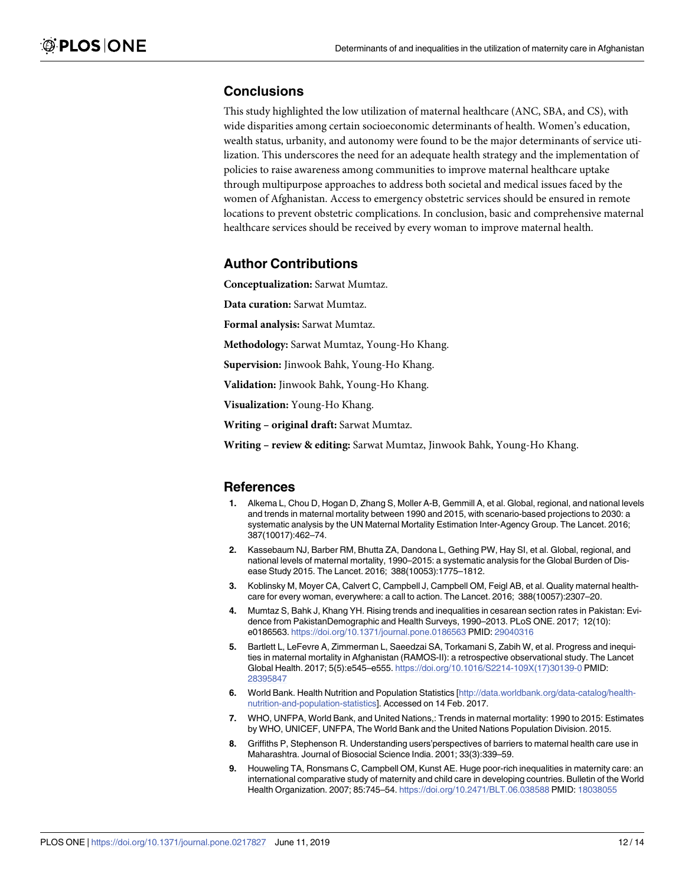## Conclusions

This study highlighted the low utilization of maternal healthcare (ANC, SBA, and CS), with wide disparities among certain socioeconomic determinants of health. Women's education, wealth status, urbanity, and autonomy were found to be the major determinants of service utilization. This underscores the need for an adequate health strategy and the implementation of policies to raise awareness among communities to improve maternal healthcare uptake through multipurpose approaches to address both societal and medical issues faced by the women of Afghanistan. Access to emergency obstetric services should be ensured in remote locations to prevent obstetric complications. In conclusion, basic and comprehensive maternal healthcare services should be received by every woman to improve maternal health.

## Author Contributions

**Conceptualization:** Sarwat Mumtaz.

**Data curation:** Sarwat Mumtaz.

**Formal analysis:** Sarwat Mumtaz.

**Methodology:** Sarwat Mumtaz, Young-Ho Khang.

**Supervision:** Jinwook Bahk, Young-Ho Khang.

**Validation:** Jinwook Bahk, Young-Ho Khang.

**Visualization:** Young-Ho Khang.

**Writing – original draft:** Sarwat Mumtaz.

**Writing – review & editing:** Sarwat Mumtaz, Jinwook Bahk, Young-Ho Khang.

## References

1. Alkema L, Chou D, Hogan D, Zhang S, Moller A-B, Gemmill A, et al. Global, regional, and national levels and trends in maternal mortality between 1990 and 2015, with scenario-based projections to 2030: a systematic analysis by the UN Maternal Mortality Estimation Inter-Agency Group. The Lancet. 2016; 387(10017):462–74.
2. Kassebaum NJ, Barber RM, Bhutta ZA, Dandona L, Gething PW, Hay SI, et al. Global, regional, and national levels of maternal mortality, 1990–2015: a systematic analysis for the Global Burden of Disease Study 2015. The Lancet. 2016; 388(10053):1775–1812.
3. Koblinsky M, Moyer CA, Calvert C, Campbell J, Campbell OM, Feigl AB, et al. Quality maternal healthcare for every woman, everywhere: a call to action. The Lancet. 2016; 388(10057):2307–20.
4. Mumtaz S, Bahk J, Khang YH. Rising trends and inequalities in cesarean section rates in Pakistan: Evidence from PakistanDemographic and Health Surveys, 1990–2013. PLoS ONE. 2017; 12(10): e0186563. https://doi.org/10.1371/journal.pone.0186563 PMID: 29040316
5. Bartlett L, LeFevre A, Zimmerman L, Saeedzai SA, Torkamani S, Zabih W, et al. Progress and inequities in maternal mortality in Afghanistan (RAMOS-II): a retrospective observational study. The Lancet Global Health. 2017; 5(5):e545–e555. https://doi.org/10.1016/S2214-109X(17)30139-0 PMID: 28395847
6. World Bank. Health Nutrition and Population Statistics [http://data.worldbank.org/data-catalog/health-nutrition-and-population-statistics]. Accessed on 14 Feb. 2017.
7. WHO, UNFPA, World Bank, and United Nations,: Trends in maternal mortality: 1990 to 2015: Estimates by WHO, UNICEF, UNFPA, The World Bank and the United Nations Population Division. 2015.
8. Griffiths P, Stephenson R. Understanding users'perspectives of barriers to maternal health care use in Maharashtra. Journal of Biosocial Science India. 2001; 33(3):339–59.
9. Houweling TA, Ronsmans C, Campbell OM, Kunst AE. Huge poor-rich inequalities in maternity care: an international comparative study of maternity and child care in developing countries. Bulletin of the World Health Organization. 2007; 85:745–54. https://doi.org/10.2471/BLT.06.038588 PMID: 18038055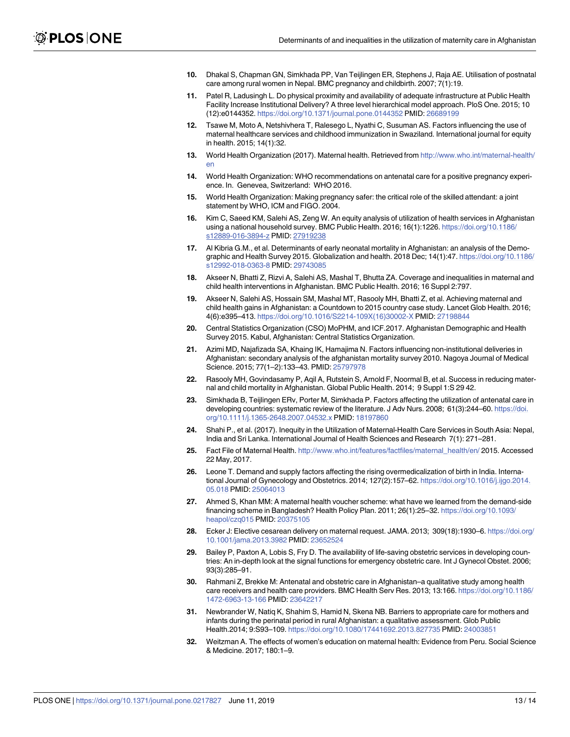10. Dhakal S, Chapman GN, Simkhada PP, Van Teijlingen ER, Stephens J, Raja AE. Utilisation of postnatal care among rural women in Nepal. BMC pregnancy and childbirth. 2007; 7(1):19.
11. Patel R, Ladusingh L. Do physical proximity and availability of adequate infrastructure at Public Health Facility Increase Institutional Delivery? A three level hierarchical model approach. PloS One. 2015; 10 (12):e0144352. https://doi.org/10.1371/journal.pone.0144352 PMID: 26689199
12. Tsawe M, Moto A, Netshivhera T, Ralesego L, Nyathi C, Susuman AS. Factors influencing the use of maternal healthcare services and childhood immunization in Swaziland. International journal for equity in health. 2015; 14(1):32.
13. World Health Organization (2017). Maternal health. Retrieved from http://www.who.int/maternal-health/en
14. World Health Organization: WHO recommendations on antenatal care for a positive pregnancy experience. In. Genevea, Switzerland: WHO 2016.
15. World Health Organization: Making pregnancy safer: the critical role of the skilled attendant: a joint statement by WHO, ICM and FIGO. 2004.
16. Kim C, Saeed KM, Salehi AS, Zeng W. An equity analysis of utilization of health services in Afghanistan using a national household survey. BMC Public Health. 2016; 16(1):1226. https://doi.org/10.1186/s12889-016-3894-z PMID: 27919238
17. Al Kibria G.M., et al. Determinants of early neonatal mortality in Afghanistan: an analysis of the Demographic and Health Survey 2015. Globalization and health. 2018 Dec; 14(1):47. https://doi.org/10.1186/s12992-018-0363-8 PMID: 29743085
18. Akseer N, Bhatti Z, Rizvi A, Salehi AS, Mashal T, Bhutta ZA. Coverage and inequalities in maternal and child health interventions in Afghanistan. BMC Public Health. 2016; 16 Suppl 2:797.
19. Akseer N, Salehi AS, Hossain SM, Mashal MT, Rasooly MH, Bhatti Z, et al. Achieving maternal and child health gains in Afghanistan: a Countdown to 2015 country case study. Lancet Glob Health. 2016; 4(6):e395–413. https://doi.org/10.1016/S2214-109X(16)30002-X PMID: 27198844
20. Central Statistics Organization (CSO) MoPHM, and ICF.2017. Afghanistan Demographic and Health Survey 2015. Kabul, Afghanistan: Central Statistics Organization.
21. Azimi MD, Najafizada SA, Khaing IK, Hamajima N. Factors influencing non-institutional deliveries in Afghanistan: secondary analysis of the afghanistan mortality survey 2010. Nagoya Journal of Medical Science. 2015; 77(1–2):133–43. PMID: 25797978
22. Rasooly MH, Govindasamy P, Aqil A, Rutstein S, Arnold F, Noormal B, et al. Success in reducing maternal and child mortality in Afghanistan. Global Public Health. 2014; 9 Suppl 1:S 29 42.
23. Simkhada B, Teijlingen ERv, Porter M, Simkhada P. Factors affecting the utilization of antenatal care in developing countries: systematic review of the literature. J Adv Nurs. 2008; 61(3):244–60. https://doi.org/10.1111/j.1365-2648.2007.04532.x PMID: 18197860
24. Shahi P., et al. (2017). Inequity in the Utilization of Maternal-Health Care Services in South Asia: Nepal, India and Sri Lanka. International Journal of Health Sciences and Research 7(1): 271–281.
25. Fact File of Maternal Health. http://www.who.int/features/factfiles/maternal_health/en/ 2015. Accessed 22 May, 2017.
26. Leone T. Demand and supply factors affecting the rising overmedicalization of birth in India. International Journal of Gynecology and Obstetrics. 2014; 127(2):157–62. https://doi.org/10.1016/j.ijgo.2014.05.018 PMID: 25064013
27. Ahmed S, Khan MM: A maternal health voucher scheme: what have we learned from the demand-side financing scheme in Bangladesh? Health Policy Plan. 2011; 26(1):25–32. https://doi.org/10.1093/heapol/czq015 PMID: 20375105
28. Ecker J: Elective cesarean delivery on maternal request. JAMA. 2013; 309(18):1930–6. https://doi.org/10.1001/jama.2013.3982 PMID: 23652524
29. Bailey P, Paxton A, Lobis S, Fry D. The availability of life-saving obstetric services in developing countries: An in-depth look at the signal functions for emergency obstetric care. Int J Gynecol Obstet. 2006; 93(3):285–91.
30. Rahmani Z, Brekke M: Antenatal and obstetric care in Afghanistan–a qualitative study among health care receivers and health care providers. BMC Health Serv Res. 2013; 13:166. https://doi.org/10.1186/1472-6963-13-166 PMID: 23642217
31. Newbrander W, Natiq K, Shahim S, Hamid N, Skena NB. Barriers to appropriate care for mothers and infants during the perinatal period in rural Afghanistan: a qualitative assessment. Glob Public Health.2014; 9:S93–109. https://doi.org/10.1080/17441692.2013.827735 PMID: 24003851
32. Weitzman A. The effects of women's education on maternal health: Evidence from Peru. Social Science & Medicine. 2017; 180:1–9.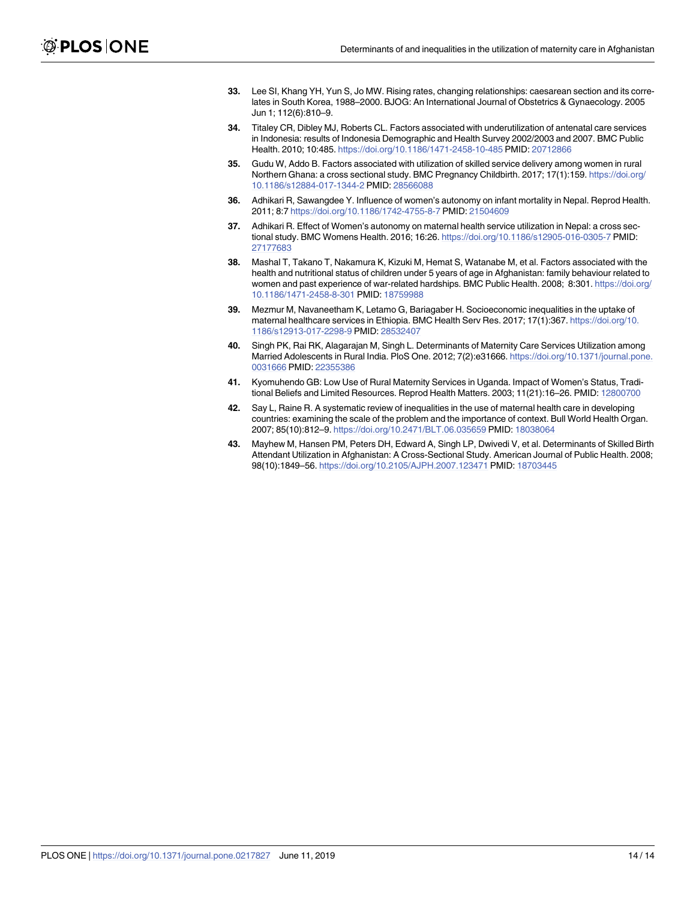33. Lee SI, Khang YH, Yun S, Jo MW. Rising rates, changing relationships: caesarean section and its correlates in South Korea, 1988–2000. BJOG: An International Journal of Obstetrics & Gynaecology. 2005 Jun 1; 112(6):810–9.

34. Titaley CR, Dibley MJ, Roberts CL. Factors associated with underutilization of antenatal care services in Indonesia: results of Indonesia Demographic and Health Survey 2002/2003 and 2007. BMC Public Health. 2010; 10:485. https://doi.org/10.1186/1471-2458-10-485 PMID: 20712866

35. Gudu W, Addo B. Factors associated with utilization of skilled service delivery among women in rural Northern Ghana: a cross sectional study. BMC Pregnancy Childbirth. 2017; 17(1):159. https://doi.org/10.1186/s12884-017-1344-2 PMID: 28566088

36. Adhikari R, Sawangdee Y. Influence of women's autonomy on infant mortality in Nepal. Reprod Health. 2011; 8:7 https://doi.org/10.1186/1742-4755-8-7 PMID: 21504609

37. Adhikari R. Effect of Women's autonomy on maternal health service utilization in Nepal: a cross sectional study. BMC Womens Health. 2016; 16:26. https://doi.org/10.1186/s12905-016-0305-7 PMID: 27177683

38. Mashal T, Takano T, Nakamura K, Kizuki M, Hemat S, Watanabe M, et al. Factors associated with the health and nutritional status of children under 5 years of age in Afghanistan: family behaviour related to women and past experience of war-related hardships. BMC Public Health. 2008; 8:301. https://doi.org/10.1186/1471-2458-8-301 PMID: 18759988

39. Mezmur M, Navaneetham K, Letamo G, Bariagaber H. Socioeconomic inequalities in the uptake of maternal healthcare services in Ethiopia. BMC Health Serv Res. 2017; 17(1):367. https://doi.org/10.1186/s12913-017-2298-9 PMID: 28532407

40. Singh PK, Rai RK, Alagarajan M, Singh L. Determinants of Maternity Care Services Utilization among Married Adolescents in Rural India. PloS One. 2012; 7(2):e31666. https://doi.org/10.1371/journal.pone.0031666 PMID: 22355386

41. Kyomuhendo GB: Low Use of Rural Maternity Services in Uganda. Impact of Women's Status, Traditional Beliefs and Limited Resources. Reprod Health Matters. 2003; 11(21):16–26. PMID: 12800700

42. Say L, Raine R. A systematic review of inequalities in the use of maternal health care in developing countries: examining the scale of the problem and the importance of context. Bull World Health Organ. 2007; 85(10):812–9. https://doi.org/10.2471/BLT.06.035659 PMID: 18038064

43. Mayhew M, Hansen PM, Peters DH, Edward A, Singh LP, Dwivedi V, et al. Determinants of Skilled Birth Attendant Utilization in Afghanistan: A Cross-Sectional Study. American Journal of Public Health. 2008; 98(10):1849–56. https://doi.org/10.2105/AJPH.2007.123471 PMID: 18703445